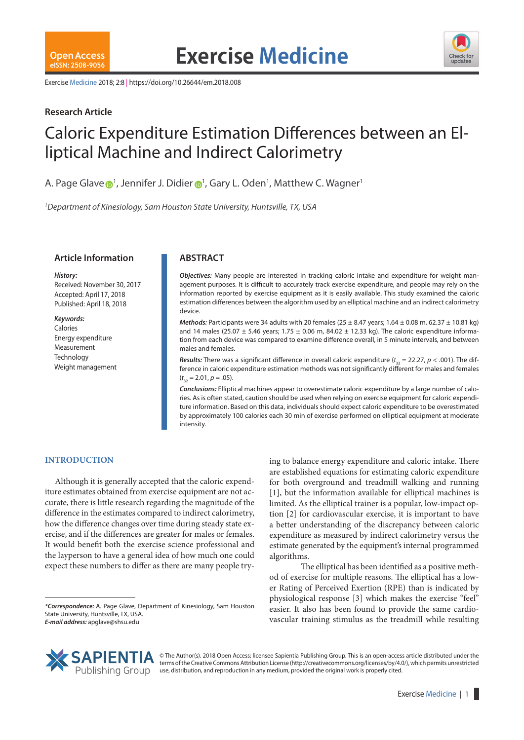Research Article

# Caloric Expenditure Estimation Differences between an Elliptical Machine and Indirect Calorimetry

A. Page Glave[1], Jennifer J. Didier[1], Gary L. Oden[1], Matthew C. Wagner[1]

[1]*Department of Kinesiology, Sam Houston State University, Huntsville, TX, USA*

## Article Information

***History:***
Received: November 30, 2017
Accepted: April 17, 2018
Published: April 18, 2018

***Keywords:***
Calories
Energy expenditure
Measurement
Technology
Weight management

## ABSTRACT

***Objectives:*** Many people are interested in tracking caloric intake and expenditure for weight management purposes. It is difficult to accurately track exercise expenditure, and people may rely on the information reported by exercise equipment as it is easily available. This study examined the caloric estimation differences between the algorithm used by an elliptical machine and an indirect calorimetry device.

***Methods:*** Participants were 34 adults with 20 females (25 ± 8.47 years; 1.64 ± 0.08 m, 62.37 ± 10.81 kg) and 14 males (25.07 ± 5.46 years; 1.75 ± 0.06 m, 84.02 ± 12.33 kg). The caloric expenditure information from each device was compared to examine difference overall, in 5 minute intervals, and between males and females.

***Results:*** There was a significant difference in overall caloric expenditure ($t_{33}$ = 22.27, $p$ < .001). The difference in caloric expenditure estimation methods was not significantly different for males and females ($t_{32}$ = 2.01, $p$ = .05).

***Conclusions:*** Elliptical machines appear to overestimate caloric expenditure by a large number of calories. As is often stated, caution should be used when relying on exercise equipment for caloric expenditure information. Based on this data, individuals should expect caloric expenditure to be overestimated by approximately 100 calories each 30 min of exercise performed on elliptical equipment at moderate intensity.

## INTRODUCTION

Although it is generally accepted that the caloric expenditure estimates obtained from exercise equipment are not accurate, there is little research regarding the magnitude of the difference in the estimates compared to indirect calorimetry, how the difference changes over time during steady state exercise, and if the differences are greater for males or females. It would benefit both the exercise science professional and the layperson to have a general idea of how much one could expect these numbers to differ as there are many people trying to balance energy expenditure and caloric intake. There are established equations for estimating caloric expenditure for both overground and treadmill walking and running [1], but the information available for elliptical machines is limited. As the elliptical trainer is a popular, low-impact option [2] for cardiovascular exercise, it is important to have a better understanding of the discrepancy between caloric expenditure as measured by indirect calorimetry versus the estimate generated by the equipment's internal programmed algorithms.

The elliptical has been identified as a positive method of exercise for multiple reasons. The elliptical has a lower Rating of Perceived Exertion (RPE) than is indicated by physiological response [3] which makes the exercise "feel" easier. It also has been found to provide the same cardiovascular training stimulus as the treadmill while resulting

***\*Correspondence:*** A. Page Glave, Department of Kinesiology, Sam Houston State University, Huntsville, TX, USA.
***E-mail address:*** apglave@shsu.edu

© The Author(s). 2018 Open Access; licensee Sapientia Publishing Group. This is an open-access article distributed under the terms of the Creative Commons Attribution License (http://creativecommons.org/licenses/by/4.0/), which permits unrestricted use, distribution, and reproduction in any medium, provided the original work is properly cited.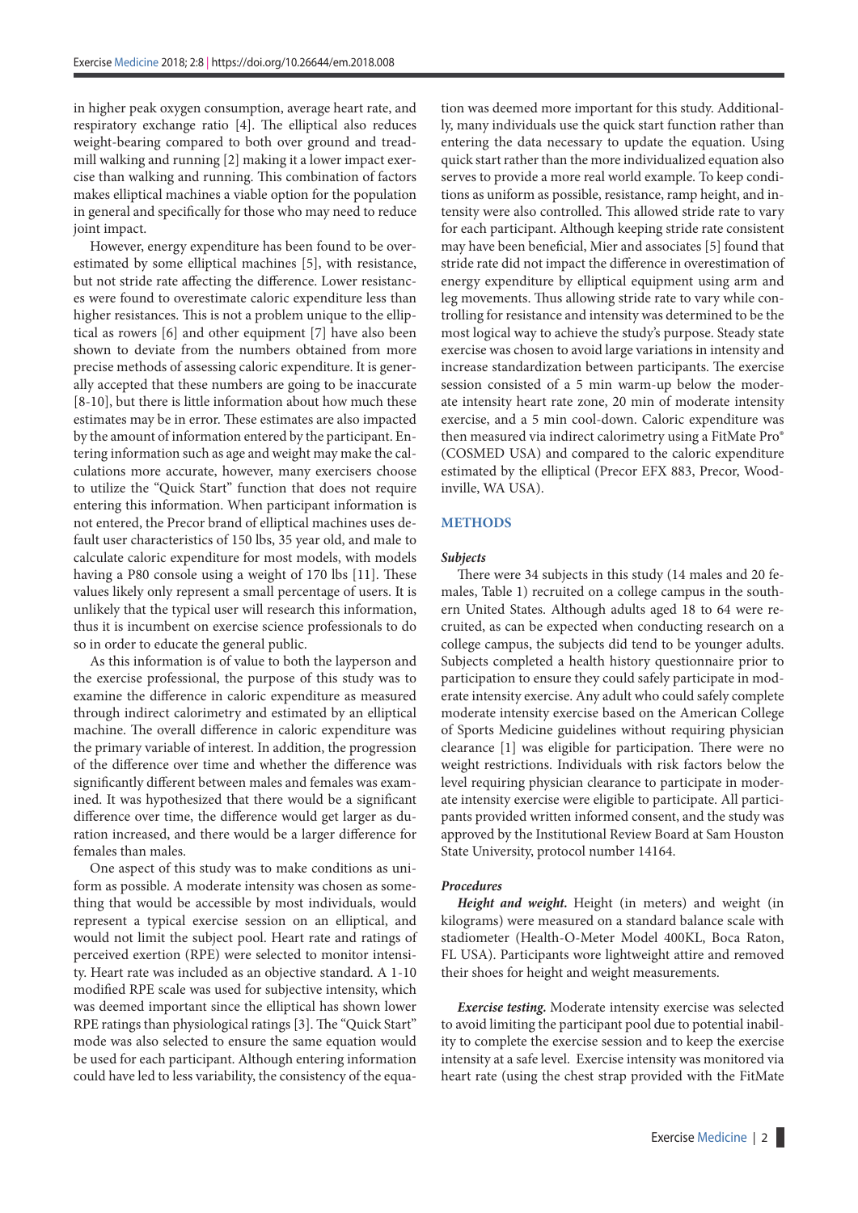in higher peak oxygen consumption, average heart rate, and respiratory exchange ratio [4]. The elliptical also reduces weight-bearing compared to both over ground and treadmill walking and running [2] making it a lower impact exercise than walking and running. This combination of factors makes elliptical machines a viable option for the population in general and specifically for those who may need to reduce joint impact.

However, energy expenditure has been found to be overestimated by some elliptical machines [5], with resistance, but not stride rate affecting the difference. Lower resistances were found to overestimate caloric expenditure less than higher resistances. This is not a problem unique to the elliptical as rowers [6] and other equipment [7] have also been shown to deviate from the numbers obtained from more precise methods of assessing caloric expenditure. It is generally accepted that these numbers are going to be inaccurate [8-10], but there is little information about how much these estimates may be in error. These estimates are also impacted by the amount of information entered by the participant. Entering information such as age and weight may make the calculations more accurate, however, many exercisers choose to utilize the "Quick Start" function that does not require entering this information. When participant information is not entered, the Precor brand of elliptical machines uses default user characteristics of 150 lbs, 35 year old, and male to calculate caloric expenditure for most models, with models having a P80 console using a weight of 170 lbs [11]. These values likely only represent a small percentage of users. It is unlikely that the typical user will research this information, thus it is incumbent on exercise science professionals to do so in order to educate the general public.

As this information is of value to both the layperson and the exercise professional, the purpose of this study was to examine the difference in caloric expenditure as measured through indirect calorimetry and estimated by an elliptical machine. The overall difference in caloric expenditure was the primary variable of interest. In addition, the progression of the difference over time and whether the difference was significantly different between males and females was examined. It was hypothesized that there would be a significant difference over time, the difference would get larger as duration increased, and there would be a larger difference for females than males.

One aspect of this study was to make conditions as uniform as possible. A moderate intensity was chosen as something that would be accessible by most individuals, would represent a typical exercise session on an elliptical, and would not limit the subject pool. Heart rate and ratings of perceived exertion (RPE) were selected to monitor intensity. Heart rate was included as an objective standard. A 1-10 modified RPE scale was used for subjective intensity, which was deemed important since the elliptical has shown lower RPE ratings than physiological ratings [3]. The "Quick Start" mode was also selected to ensure the same equation would be used for each participant. Although entering information could have led to less variability, the consistency of the equation was deemed more important for this study. Additionally, many individuals use the quick start function rather than entering the data necessary to update the equation. Using quick start rather than the more individualized equation also serves to provide a more real world example. To keep conditions as uniform as possible, resistance, ramp height, and intensity were also controlled. This allowed stride rate to vary for each participant. Although keeping stride rate consistent may have been beneficial, Mier and associates [5] found that stride rate did not impact the difference in overestimation of energy expenditure by elliptical equipment using arm and leg movements. Thus allowing stride rate to vary while controlling for resistance and intensity was determined to be the most logical way to achieve the study's purpose. Steady state exercise was chosen to avoid large variations in intensity and increase standardization between participants. The exercise session consisted of a 5 min warm-up below the moderate intensity heart rate zone, 20 min of moderate intensity exercise, and a 5 min cool-down. Caloric expenditure was then measured via indirect calorimetry using a FitMate Pro® (COSMED USA) and compared to the caloric expenditure estimated by the elliptical (Precor EFX 883, Precor, Woodinville, WA USA).

## METHODS

### *Subjects*

There were 34 subjects in this study (14 males and 20 females, Table 1) recruited on a college campus in the southern United States. Although adults aged 18 to 64 were recruited, as can be expected when conducting research on a college campus, the subjects did tend to be younger adults. Subjects completed a health history questionnaire prior to participation to ensure they could safely participate in moderate intensity exercise. Any adult who could safely complete moderate intensity exercise based on the American College of Sports Medicine guidelines without requiring physician clearance [1] was eligible for participation. There were no weight restrictions. Individuals with risk factors below the level requiring physician clearance to participate in moderate intensity exercise were eligible to participate. All participants provided written informed consent, and the study was approved by the Institutional Review Board at Sam Houston State University, protocol number 14164.

### *Procedures*

***Height and weight.*** Height (in meters) and weight (in kilograms) were measured on a standard balance scale with stadiometer (Health-O-Meter Model 400KL, Boca Raton, FL USA). Participants wore lightweight attire and removed their shoes for height and weight measurements.

***Exercise testing.*** Moderate intensity exercise was selected to avoid limiting the participant pool due to potential inability to complete the exercise session and to keep the exercise intensity at a safe level. Exercise intensity was monitored via heart rate (using the chest strap provided with the FitMate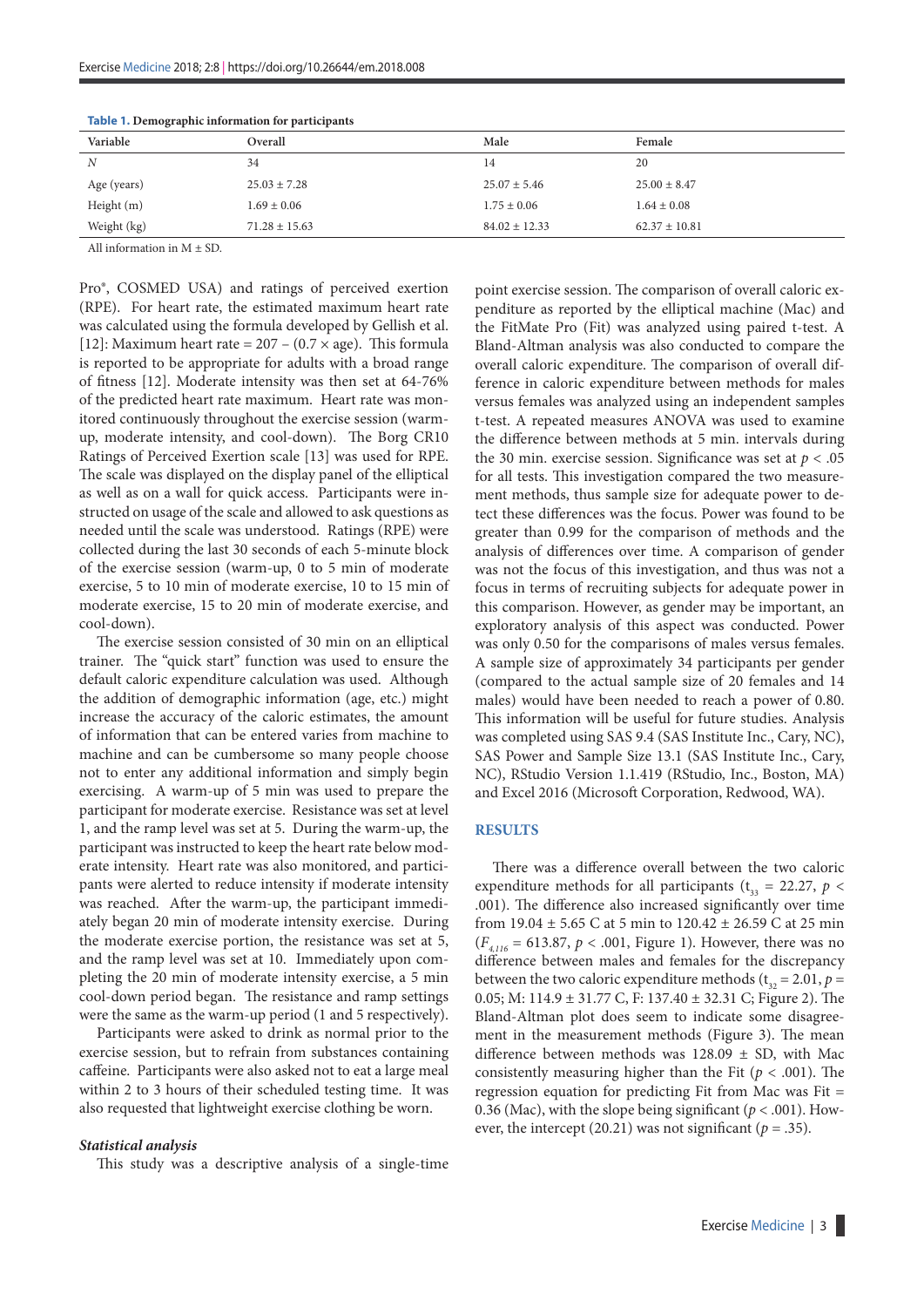**Table 1.** Demographic information for participants

| Variable | Overall | Male | Female |
|---|---|---|---|
| *N* | 34 | 14 | 20 |
| Age (years) | 25.03 ± 7.28 | 25.07 ± 5.46 | 25.00 ± 8.47 |
| Height (m) | 1.69 ± 0.06 | 1.75 ± 0.06 | 1.64 ± 0.08 |
| Weight (kg) | 71.28 ± 15.63 | 84.02 ± 12.33 | 62.37 ± 10.81 |

All information in M ± SD.

Pro®, COSMED USA) and ratings of perceived exertion (RPE). For heart rate, the estimated maximum heart rate was calculated using the formula developed by Gellish et al. [12]: Maximum heart rate = 207 – (0.7 × age). This formula is reported to be appropriate for adults with a broad range of fitness [12]. Moderate intensity was then set at 64-76% of the predicted heart rate maximum. Heart rate was monitored continuously throughout the exercise session (warm-up, moderate intensity, and cool-down). The Borg CR10 Ratings of Perceived Exertion scale [13] was used for RPE. The scale was displayed on the display panel of the elliptical as well as on a wall for quick access. Participants were instructed on usage of the scale and allowed to ask questions as needed until the scale was understood. Ratings (RPE) were collected during the last 30 seconds of each 5-minute block of the exercise session (warm-up, 0 to 5 min of moderate exercise, 5 to 10 min of moderate exercise, 10 to 15 min of moderate exercise, 15 to 20 min of moderate exercise, and cool-down).

The exercise session consisted of 30 min on an elliptical trainer. The "quick start" function was used to ensure the default caloric expenditure calculation was used. Although the addition of demographic information (age, etc.) might increase the accuracy of the caloric estimates, the amount of information that can be entered varies from machine to machine and can be cumbersome so many people choose not to enter any additional information and simply begin exercising. A warm-up of 5 min was used to prepare the participant for moderate exercise. Resistance was set at level 1, and the ramp level was set at 5. During the warm-up, the participant was instructed to keep the heart rate below moderate intensity. Heart rate was also monitored, and participants were alerted to reduce intensity if moderate intensity was reached. After the warm-up, the participant immediately began 20 min of moderate intensity exercise. During the moderate exercise portion, the resistance was set at 5, and the ramp level was set at 10. Immediately upon completing the 20 min of moderate intensity exercise, a 5 min cool-down period began. The resistance and ramp settings were the same as the warm-up period (1 and 5 respectively).

Participants were asked to drink as normal prior to the exercise session, but to refrain from substances containing caffeine. Participants were also asked not to eat a large meal within 2 to 3 hours of their scheduled testing time. It was also requested that lightweight exercise clothing be worn.

### *Statistical analysis*

This study was a descriptive analysis of a single-time point exercise session. The comparison of overall caloric expenditure as reported by the elliptical machine (Mac) and the FitMate Pro (Fit) was analyzed using paired t-test. A Bland-Altman analysis was also conducted to compare the overall caloric expenditure. The comparison of overall difference in caloric expenditure between methods for males versus females was analyzed using an independent samples t-test. A repeated measures ANOVA was used to examine the difference between methods at 5 min. intervals during the 30 min. exercise session. Significance was set at $p < .05$ for all tests. This investigation compared the two measurement methods, thus sample size for adequate power to detect these differences was the focus. Power was found to be greater than 0.99 for the comparison of methods and the analysis of differences over time. A comparison of gender was not the focus of this investigation, and thus was not a focus in terms of recruiting subjects for adequate power in this comparison. However, as gender may be important, an exploratory analysis of this aspect was conducted. Power was only 0.50 for the comparisons of males versus females. A sample size of approximately 34 participants per gender (compared to the actual sample size of 20 females and 14 males) would have been needed to reach a power of 0.80. This information will be useful for future studies. Analysis was completed using SAS 9.4 (SAS Institute Inc., Cary, NC), SAS Power and Sample Size 13.1 (SAS Institute Inc., Cary, NC), RStudio Version 1.1.419 (RStudio, Inc., Boston, MA) and Excel 2016 (Microsoft Corporation, Redwood, WA).

## RESULTS

There was a difference overall between the two caloric expenditure methods for all participants ($t_{33} = 22.27$, $p < .001$). The difference also increased significantly over time from 19.04 ± 5.65 C at 5 min to 120.42 ± 26.59 C at 25 min ($F_{4,116} = 613.87$, $p < .001$, Figure 1). However, there was no difference between males and females for the discrepancy between the two caloric expenditure methods ($t_{32} = 2.01$, $p = 0.05$; M: 114.9 ± 31.77 C, F: 137.40 ± 32.31 C; Figure 2). The Bland-Altman plot does seem to indicate some disagreement in the measurement methods (Figure 3). The mean difference between methods was 128.09 ± SD, with Mac consistently measuring higher than the Fit ($p < .001$). The regression equation for predicting Fit from Mac was Fit = 0.36 (Mac), with the slope being significant ($p < .001$). However, the intercept (20.21) was not significant ($p = .35$).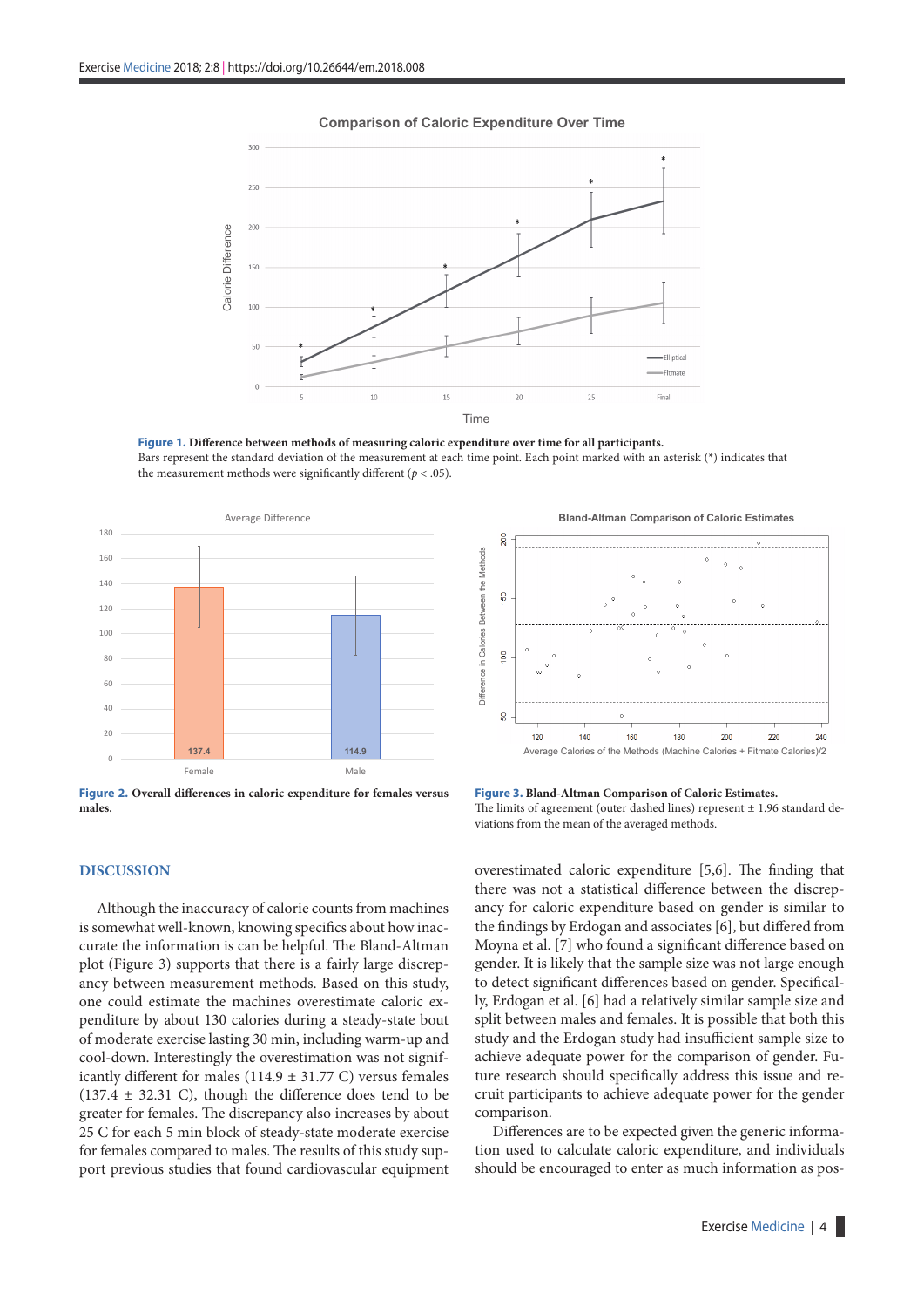**Figure 1.** **Difference between methods of measuring caloric expenditure over time for all participants.**
Bars represent the standard deviation of the measurement at each time point. Each point marked with an asterisk (*) indicates that the measurement methods were significantly different ($p < .05$).

**Figure 2.** **Overall differences in caloric expenditure for females versus males.**

**Figure 3.** **Bland-Altman Comparison of Caloric Estimates.**
The limits of agreement (outer dashed lines) represent ± 1.96 standard deviations from the mean of the averaged methods.

## DISCUSSION

Although the inaccuracy of calorie counts from machines is somewhat well-known, knowing specifics about how inaccurate the information is can be helpful. The Bland-Altman plot (Figure 3) supports that there is a fairly large discrepancy between measurement methods. Based on this study, one could estimate the machines overestimate caloric expenditure by about 130 calories during a steady-state bout of moderate exercise lasting 30 min, including warm-up and cool-down. Interestingly the overestimation was not significantly different for males (114.9 ± 31.77 C) versus females (137.4 ± 32.31 C), though the difference does tend to be greater for females. The discrepancy also increases by about 25 C for each 5 min block of steady-state moderate exercise for females compared to males. The results of this study support previous studies that found cardiovascular equipment overestimated caloric expenditure [5,6]. The finding that there was not a statistical difference between the discrepancy for caloric expenditure based on gender is similar to the findings by Erdogan and associates [6], but differed from Moyna et al. [7] who found a significant difference based on gender. It is likely that the sample size was not large enough to detect significant differences based on gender. Specifically, Erdogan et al. [6] had a relatively similar sample size and split between males and females. It is possible that both this study and the Erdogan study had insufficient sample size to achieve adequate power for the comparison of gender. Future research should specifically address this issue and recruit participants to achieve adequate power for the gender comparison.

Differences are to be expected given the generic information used to calculate caloric expenditure, and individuals should be encouraged to enter as much information as pos-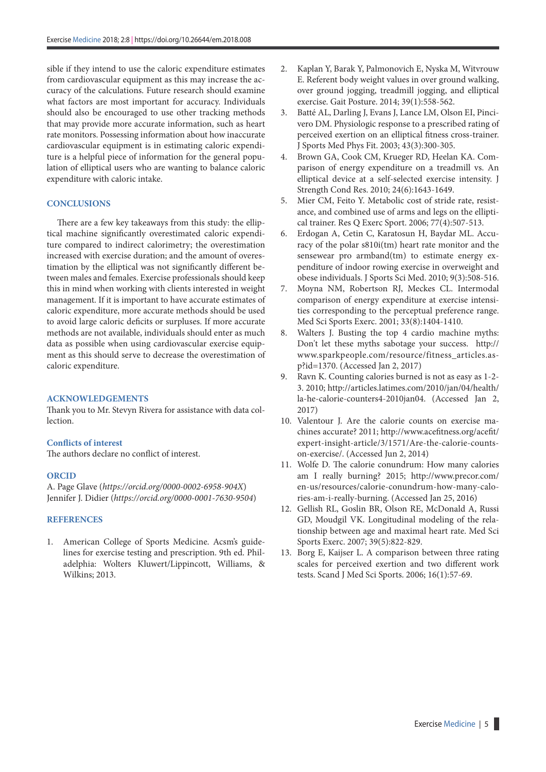sible if they intend to use the caloric expenditure estimates from cardiovascular equipment as this may increase the accuracy of the calculations. Future research should examine what factors are most important for accuracy. Individuals should also be encouraged to use other tracking methods that may provide more accurate information, such as heart rate monitors. Possessing information about how inaccurate cardiovascular equipment is in estimating caloric expenditure is a helpful piece of information for the general population of elliptical users who are wanting to balance caloric expenditure with caloric intake.

## CONCLUSIONS

There are a few key takeaways from this study: the elliptical machine significantly overestimated caloric expenditure compared to indirect calorimetry; the overestimation increased with exercise duration; and the amount of overestimation by the elliptical was not significantly different between males and females. Exercise professionals should keep this in mind when working with clients interested in weight management. If it is important to have accurate estimates of caloric expenditure, more accurate methods should be used to avoid large caloric deficits or surpluses. If more accurate methods are not available, individuals should enter as much data as possible when using cardiovascular exercise equipment as this should serve to decrease the overestimation of caloric expenditure.

## ACKNOWLEDGEMENTS

Thank you to Mr. Stevyn Rivera for assistance with data collection.

### Conflicts of interest

The authors declare no conflict of interest.

### ORCID

A. Page Glave (*https://orcid.org/0000-0002-6958-904X*)
Jennifer J. Didier (*https://orcid.org/0000-0001-7630-9504*)

## REFERENCES

1. American College of Sports Medicine. Acsm's guidelines for exercise testing and prescription. 9th ed. Philadelphia: Wolters Kluwert/Lippincott, Williams, & Wilkins; 2013.
2. Kaplan Y, Barak Y, Palmonovich E, Nyska M, Witvrouw E. Referent body weight values in over ground walking, over ground jogging, treadmill jogging, and elliptical exercise. Gait Posture. 2014; 39(1):558-562.
3. Batté AL, Darling J, Evans J, Lance LM, Olson EI, Pincivero DM. Physiologic response to a prescribed rating of perceived exertion on an elliptical fitness cross-trainer. J Sports Med Phys Fit. 2003; 43(3):300-305.
4. Brown GA, Cook CM, Krueger RD, Heelan KA. Comparison of energy expenditure on a treadmill vs. An elliptical device at a self-selected exercise intensity. J Strength Cond Res. 2010; 24(6):1643-1649.
5. Mier CM, Feito Y. Metabolic cost of stride rate, resistance, and combined use of arms and legs on the elliptical trainer. Res Q Exerc Sport. 2006; 77(4):507-513.
6. Erdogan A, Cetin C, Karatosun H, Baydar ML. Accuracy of the polar s810i(tm) heart rate monitor and the sensewear pro armband(tm) to estimate energy expenditure of indoor rowing exercise in overweight and obese individuals. J Sports Sci Med. 2010; 9(3):508-516.
7. Moyna NM, Robertson RJ, Meckes CL. Intermodal comparison of energy expenditure at exercise intensities corresponding to the perceptual preference range. Med Sci Sports Exerc. 2001; 33(8):1404-1410.
8. Walters J. Busting the top 4 cardio machine myths: Don't let these myths sabotage your success. http://www.sparkpeople.com/resource/fitness_articles.asp?id=1370. (Accessed Jan 2, 2017)
9. Ravn K. Counting calories burned is not as easy as 1-2-3. 2010; http://articles.latimes.com/2010/jan/04/health/la-he-calorie-counters4-2010jan04. (Accessed Jan 2, 2017)
10. Valentour J. Are the calorie counts on exercise machines accurate? 2011; http://www.acefitness.org/acefit/expert-insight-article/3/1571/Are-the-calorie-counts-on-exercise/. (Accessed Jun 2, 2014)
11. Wolfe D. The calorie conundrum: How many calories am I really burning? 2015; http://www.precor.com/en-us/resources/calorie-conundrum-how-many-calories-am-i-really-burning. (Accessed Jan 25, 2016)
12. Gellish RL, Goslin BR, Olson RE, McDonald A, Russi GD, Moudgil VK. Longitudinal modeling of the relationship between age and maximal heart rate. Med Sci Sports Exerc. 2007; 39(5):822-829.
13. Borg E, Kaijser L. A comparison between three rating scales for perceived exertion and two different work tests. Scand J Med Sci Sports. 2006; 16(1):57-69.